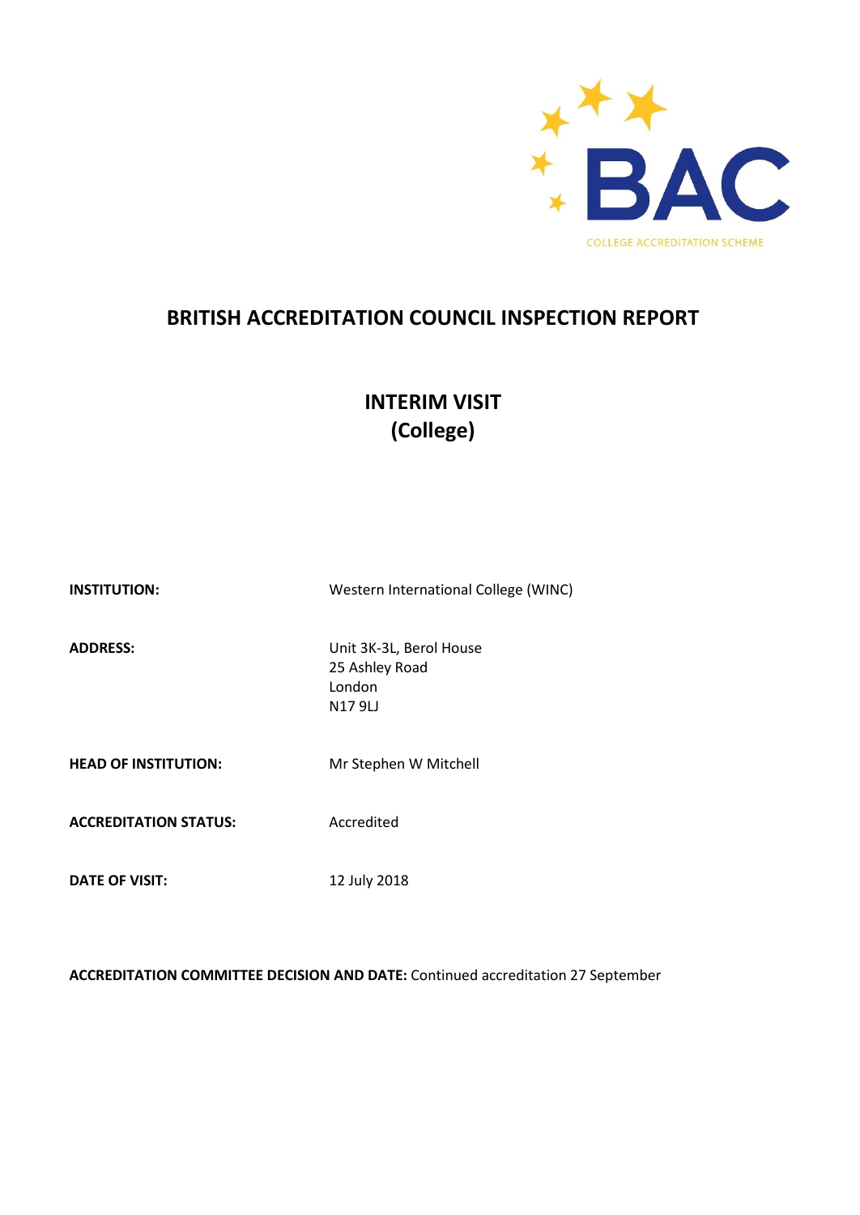BAC

COLLEGE ACCREDITATION SCHEME

# BRITISH ACCREDITATION COUNCIL INSPECTION REPORT

## INTERIM VISIT
## (College)

| | |
|---|---|
| **INSTITUTION:** | Western International College (WINC) |
| **ADDRESS:** | Unit 3K-3L, Berol House<br>25 Ashley Road<br>London<br>N17 9LJ |
| **HEAD OF INSTITUTION:** | Mr Stephen W Mitchell |
| **ACCREDITATION STATUS:** | Accredited |
| **DATE OF VISIT:** | 12 July 2018 |

**ACCREDITATION COMMITTEE DECISION AND DATE:** Continued accreditation 27 September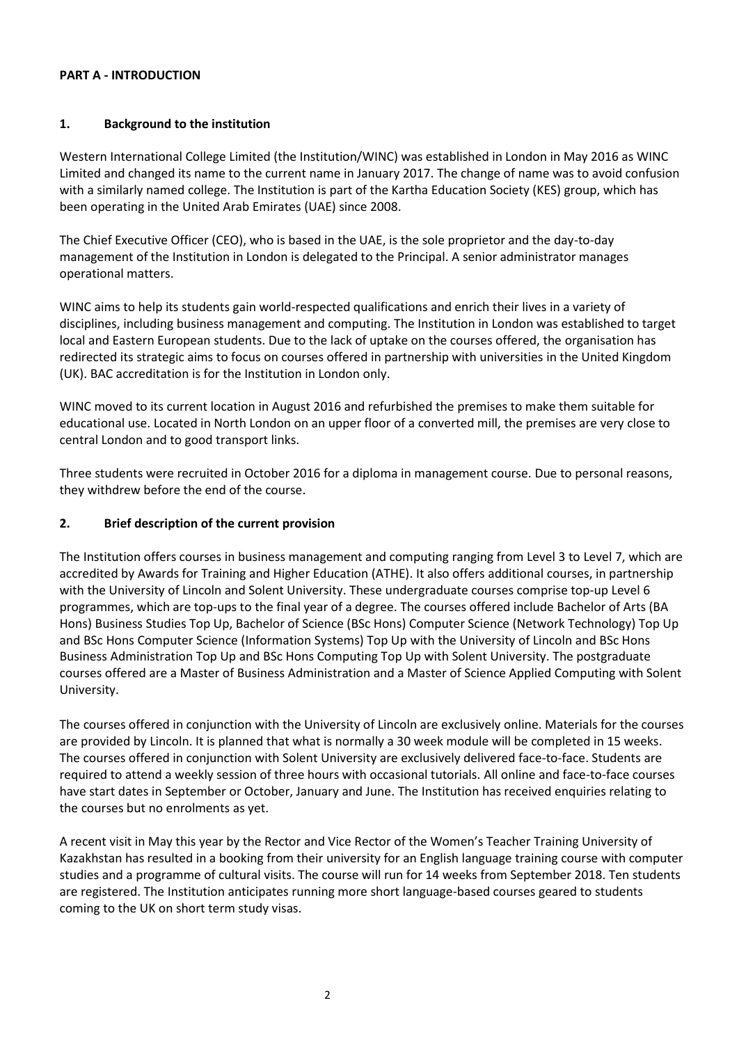**PART A - INTRODUCTION**

## 1. Background to the institution

Western International College Limited (the Institution/WINC) was established in London in May 2016 as WINC Limited and changed its name to the current name in January 2017. The change of name was to avoid confusion with a similarly named college. The Institution is part of the Kartha Education Society (KES) group, which has been operating in the United Arab Emirates (UAE) since 2008.

The Chief Executive Officer (CEO), who is based in the UAE, is the sole proprietor and the day-to-day management of the Institution in London is delegated to the Principal. A senior administrator manages operational matters.

WINC aims to help its students gain world-respected qualifications and enrich their lives in a variety of disciplines, including business management and computing. The Institution in London was established to target local and Eastern European students. Due to the lack of uptake on the courses offered, the organisation has redirected its strategic aims to focus on courses offered in partnership with universities in the United Kingdom (UK). BAC accreditation is for the Institution in London only.

WINC moved to its current location in August 2016 and refurbished the premises to make them suitable for educational use. Located in North London on an upper floor of a converted mill, the premises are very close to central London and to good transport links.

Three students were recruited in October 2016 for a diploma in management course. Due to personal reasons, they withdrew before the end of the course.

## 2. Brief description of the current provision

The Institution offers courses in business management and computing ranging from Level 3 to Level 7, which are accredited by Awards for Training and Higher Education (ATHE). It also offers additional courses, in partnership with the University of Lincoln and Solent University. These undergraduate courses comprise top-up Level 6 programmes, which are top-ups to the final year of a degree. The courses offered include Bachelor of Arts (BA Hons) Business Studies Top Up, Bachelor of Science (BSc Hons) Computer Science (Network Technology) Top Up and BSc Hons Computer Science (Information Systems) Top Up with the University of Lincoln and BSc Hons Business Administration Top Up and BSc Hons Computing Top Up with Solent University. The postgraduate courses offered are a Master of Business Administration and a Master of Science Applied Computing with Solent University.

The courses offered in conjunction with the University of Lincoln are exclusively online. Materials for the courses are provided by Lincoln. It is planned that what is normally a 30 week module will be completed in 15 weeks. The courses offered in conjunction with Solent University are exclusively delivered face-to-face. Students are required to attend a weekly session of three hours with occasional tutorials. All online and face-to-face courses have start dates in September or October, January and June. The Institution has received enquiries relating to the courses but no enrolments as yet.

A recent visit in May this year by the Rector and Vice Rector of the Women's Teacher Training University of Kazakhstan has resulted in a booking from their university for an English language training course with computer studies and a programme of cultural visits. The course will run for 14 weeks from September 2018. Ten students are registered. The Institution anticipates running more short language-based courses geared to students coming to the UK on short term study visas.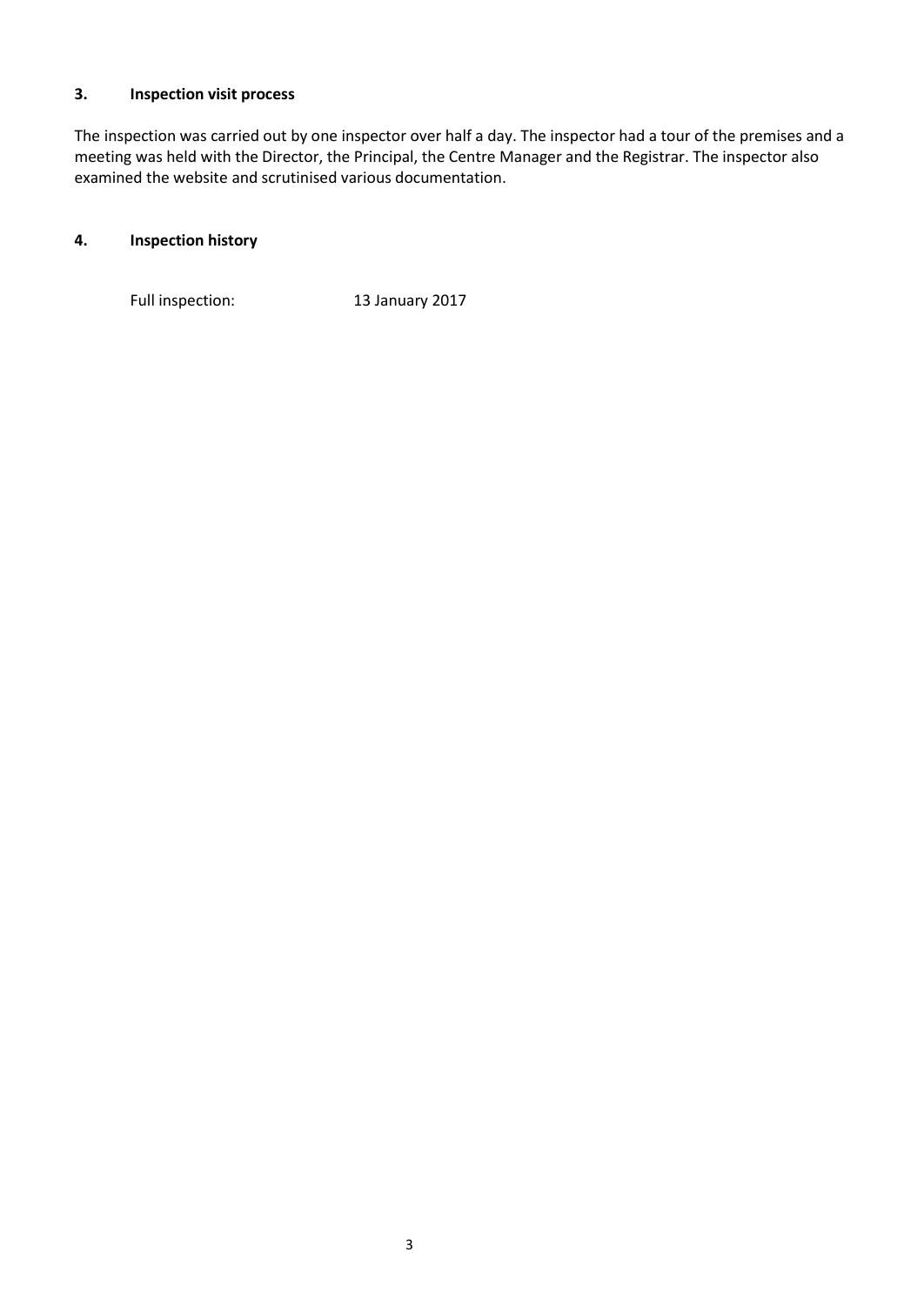### 3. Inspection visit process

The inspection was carried out by one inspector over half a day. The inspector had a tour of the premises and a meeting was held with the Director, the Principal, the Centre Manager and the Registrar. The inspector also examined the website and scrutinised various documentation.

### 4. Inspection history

| | |
|---|---|
| Full inspection: | 13 January 2017 |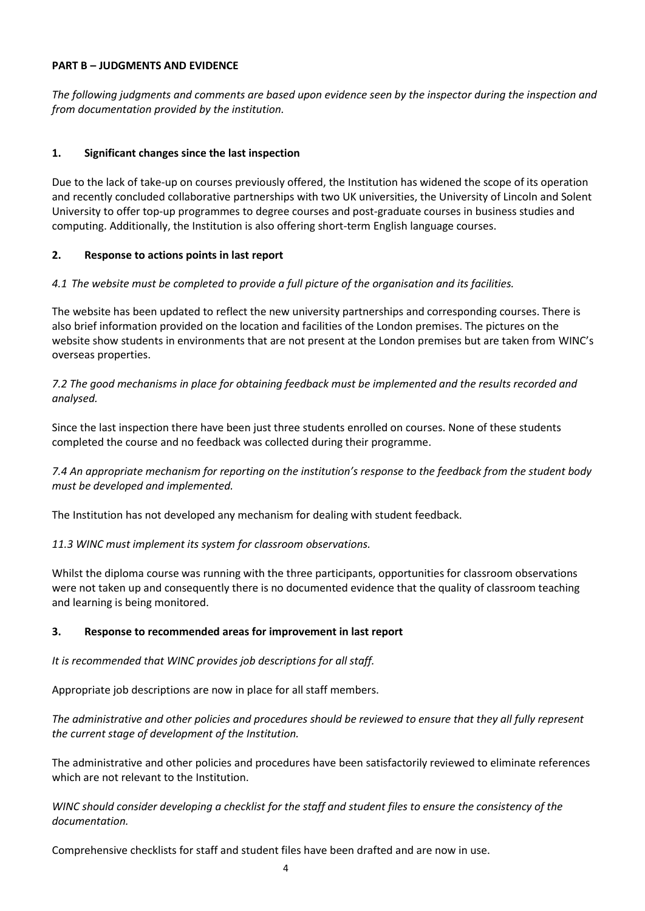**PART B – JUDGMENTS AND EVIDENCE**

*The following judgments and comments are based upon evidence seen by the inspector during the inspection and from documentation provided by the institution.*

**1. Significant changes since the last inspection**

Due to the lack of take-up on courses previously offered, the Institution has widened the scope of its operation and recently concluded collaborative partnerships with two UK universities, the University of Lincoln and Solent University to offer top-up programmes to degree courses and post-graduate courses in business studies and computing. Additionally, the Institution is also offering short-term English language courses.

**2. Response to actions points in last report**

*4.1 The website must be completed to provide a full picture of the organisation and its facilities.*

The website has been updated to reflect the new university partnerships and corresponding courses. There is also brief information provided on the location and facilities of the London premises. The pictures on the website show students in environments that are not present at the London premises but are taken from WINC's overseas properties.

*7.2 The good mechanisms in place for obtaining feedback must be implemented and the results recorded and analysed.*

Since the last inspection there have been just three students enrolled on courses. None of these students completed the course and no feedback was collected during their programme.

*7.4 An appropriate mechanism for reporting on the institution's response to the feedback from the student body must be developed and implemented.*

The Institution has not developed any mechanism for dealing with student feedback.

*11.3 WINC must implement its system for classroom observations.*

Whilst the diploma course was running with the three participants, opportunities for classroom observations were not taken up and consequently there is no documented evidence that the quality of classroom teaching and learning is being monitored.

**3. Response to recommended areas for improvement in last report**

*It is recommended that WINC provides job descriptions for all staff.*

Appropriate job descriptions are now in place for all staff members.

*The administrative and other policies and procedures should be reviewed to ensure that they all fully represent the current stage of development of the Institution.*

The administrative and other policies and procedures have been satisfactorily reviewed to eliminate references which are not relevant to the Institution.

*WINC should consider developing a checklist for the staff and student files to ensure the consistency of the documentation.*

Comprehensive checklists for staff and student files have been drafted and are now in use.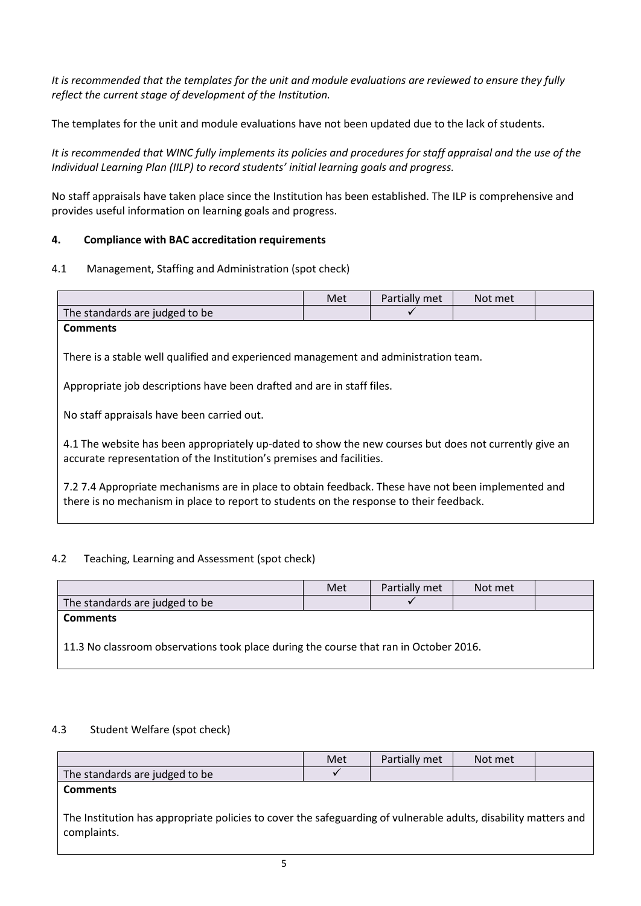*It is recommended that the templates for the unit and module evaluations are reviewed to ensure they fully reflect the current stage of development of the Institution.*

The templates for the unit and module evaluations have not been updated due to the lack of students.

*It is recommended that WINC fully implements its policies and procedures for staff appraisal and the use of the Individual Learning Plan (IILP) to record students' initial learning goals and progress.*

No staff appraisals have taken place since the Institution has been established. The ILP is comprehensive and provides useful information on learning goals and progress.

#### 4. Compliance with BAC accreditation requirements

4.1 Management, Staffing and Administration (spot check)

| | Met | Partially met | Not met | |
|---|---|---|---|---|
| The standards are judged to be | | ✓ | | |

**Comments**

There is a stable well qualified and experienced management and administration team.

Appropriate job descriptions have been drafted and are in staff files.

No staff appraisals have been carried out.

4.1 The website has been appropriately up-dated to show the new courses but does not currently give an accurate representation of the Institution's premises and facilities.

7.2 7.4 Appropriate mechanisms are in place to obtain feedback. These have not been implemented and there is no mechanism in place to report to students on the response to their feedback.

4.2 Teaching, Learning and Assessment (spot check)

| | Met | Partially met | Not met | |
|---|---|---|---|---|
| The standards are judged to be | | ✓ | | |

**Comments**

11.3 No classroom observations took place during the course that ran in October 2016.

4.3 Student Welfare (spot check)

| | Met | Partially met | Not met | |
|---|---|---|---|---|
| The standards are judged to be | ✓ | | | |

**Comments**

The Institution has appropriate policies to cover the safeguarding of vulnerable adults, disability matters and complaints.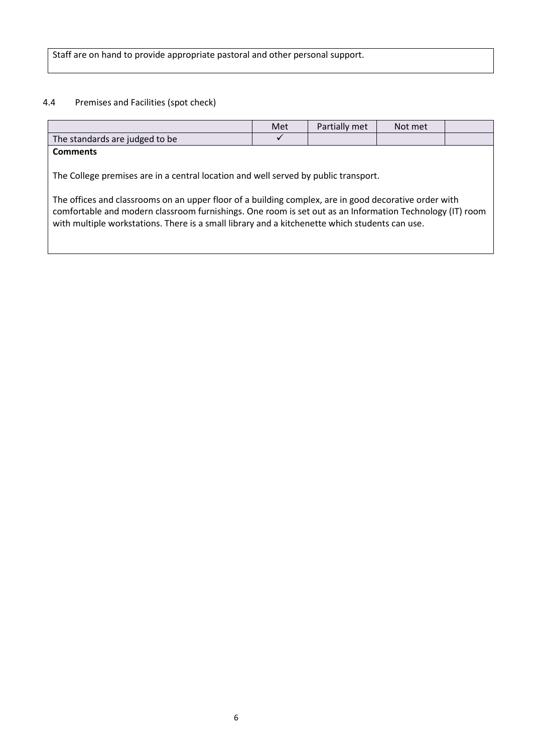Staff are on hand to provide appropriate pastoral and other personal support.

### 4.4 Premises and Facilities (spot check)

| | Met | Partially met | Not met | |
|---|---|---|---|---|
| The standards are judged to be | ✓ | | | |

**Comments**

The College premises are in a central location and well served by public transport.

The offices and classrooms on an upper floor of a building complex, are in good decorative order with comfortable and modern classroom furnishings. One room is set out as an Information Technology (IT) room with multiple workstations. There is a small library and a kitchenette which students can use.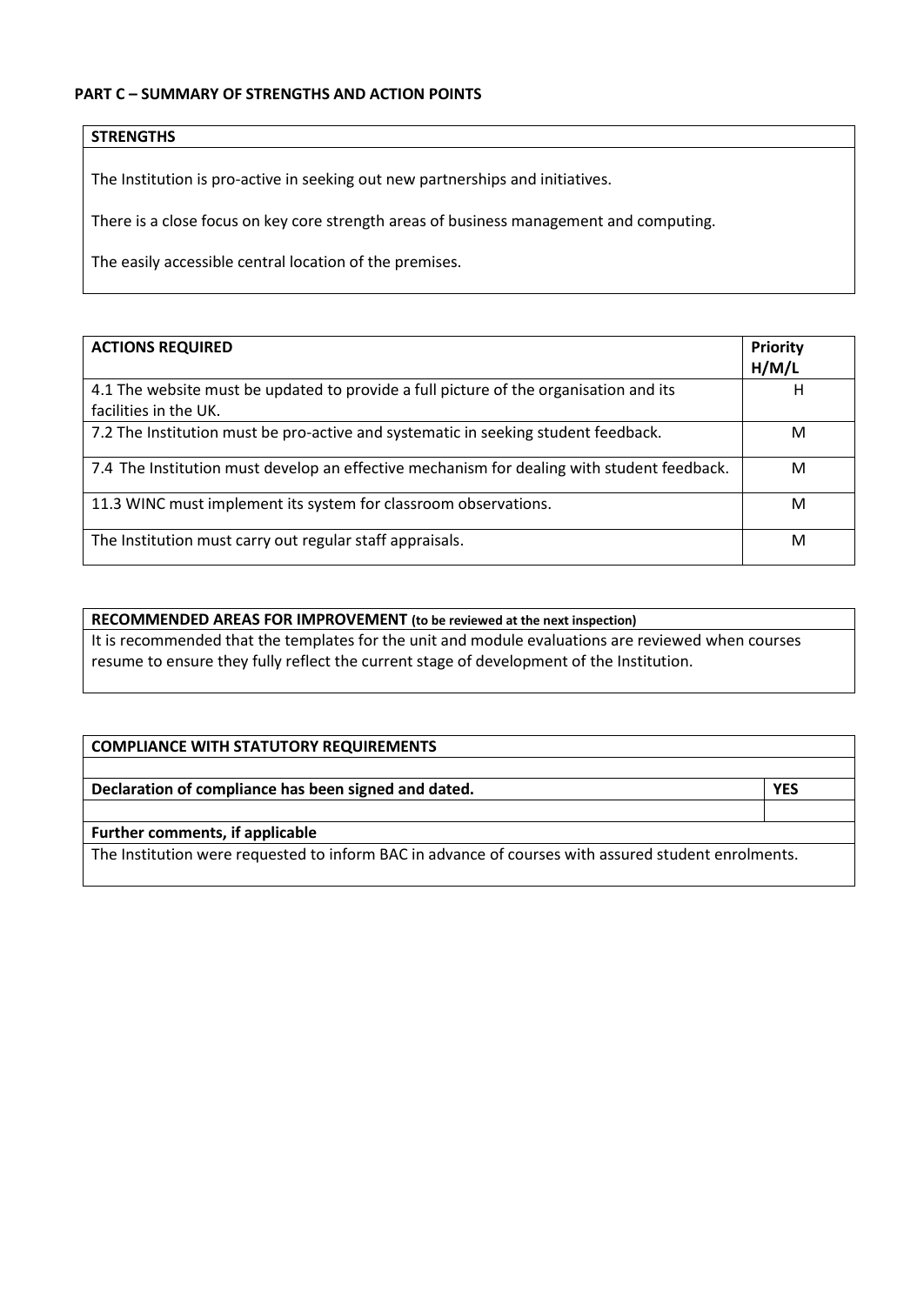**PART C – SUMMARY OF STRENGTHS AND ACTION POINTS**

| STRENGTHS |
| --- |
| The Institution is pro-active in seeking out new partnerships and initiatives.<br><br>There is a close focus on key core strength areas of business management and computing.<br><br>The easily accessible central location of the premises. |

| ACTIONS REQUIRED | Priority H/M/L |
| --- | --- |
| 4.1 The website must be updated to provide a full picture of the organisation and its facilities in the UK. | H |
| 7.2 The Institution must be pro-active and systematic in seeking student feedback. | M |
| 7.4 The Institution must develop an effective mechanism for dealing with student feedback. | M |
| 11.3 WINC must implement its system for classroom observations. | M |
| The Institution must carry out regular staff appraisals. | M |

| RECOMMENDED AREAS FOR IMPROVEMENT (to be reviewed at the next inspection) |
| --- |
| It is recommended that the templates for the unit and module evaluations are reviewed when courses resume to ensure they fully reflect the current stage of development of the Institution. |

| COMPLIANCE WITH STATUTORY REQUIREMENTS | |
| --- | --- |
| | |
| **Declaration of compliance has been signed and dated.** | **YES** |
| | |
| **Further comments, if applicable** | |
| The Institution were requested to inform BAC in advance of courses with assured student enrolments. | |